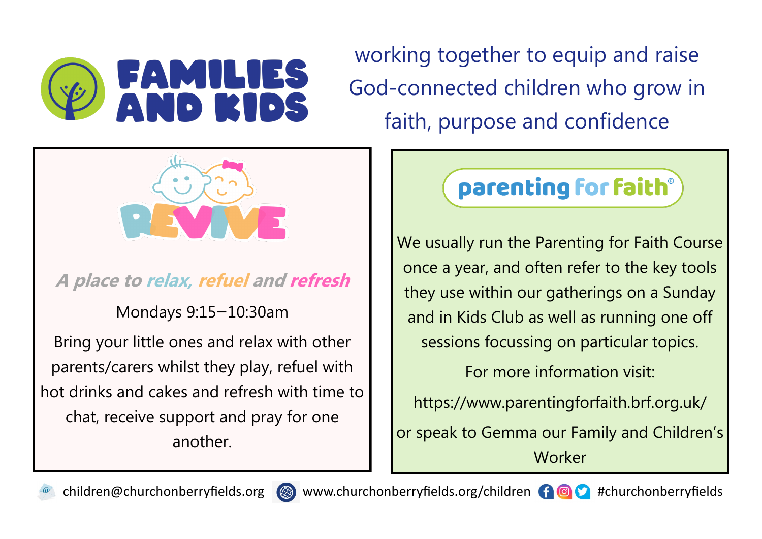# FAMILIES AND KIDS

working together to equip and raise God-connected children who grow in faith, purpose and confidence

## REVIVE

***A place to relax, refuel and refresh***

Mondays 9:15–10:30am

Bring your little ones and relax with other parents/carers whilst they play, refuel with hot drinks and cakes and refresh with time to chat, receive support and pray for one another.

## parenting for faith®

We usually run the Parenting for Faith Course once a year, and often refer to the key tools they use within our gatherings on a Sunday and in Kids Club as well as running one off sessions focussing on particular topics.

For more information visit:

https://www.parentingforfaith.brf.org.uk/

or speak to Gemma our Family and Children's Worker

children@churchonberryfields.org www.churchonberryfields.org/children #churchonberryfields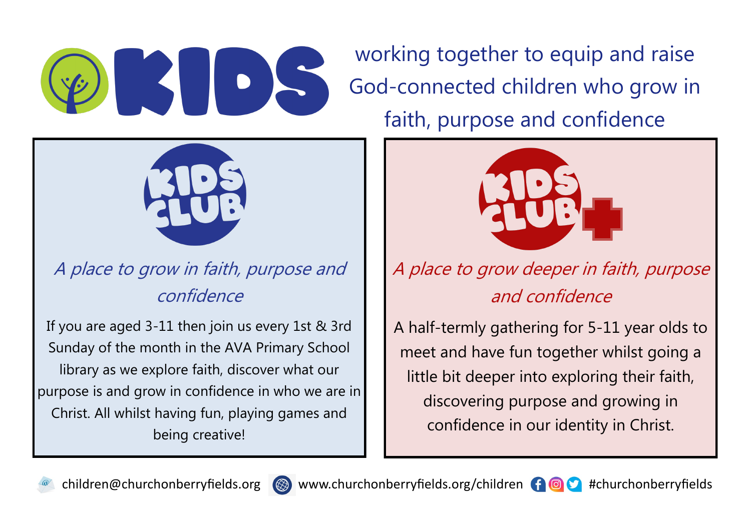# KIDS

working together to equip and raise God-connected children who grow in faith, purpose and confidence

## KIDS CLUB

*A place to grow in faith, purpose and confidence*

If you are aged 3-11 then join us every 1st & 3rd Sunday of the month in the AVA Primary School library as we explore faith, discover what our purpose is and grow in confidence in who we are in Christ. All whilst having fun, playing games and being creative!

## KIDS CLUB +

*A place to grow deeper in faith, purpose and confidence*

A half-termly gathering for 5-11 year olds to meet and have fun together whilst going a little bit deeper into exploring their faith, discovering purpose and growing in confidence in our identity in Christ.

children@churchonberryfields.org www.churchonberryfields.org/children #churchonberryfields